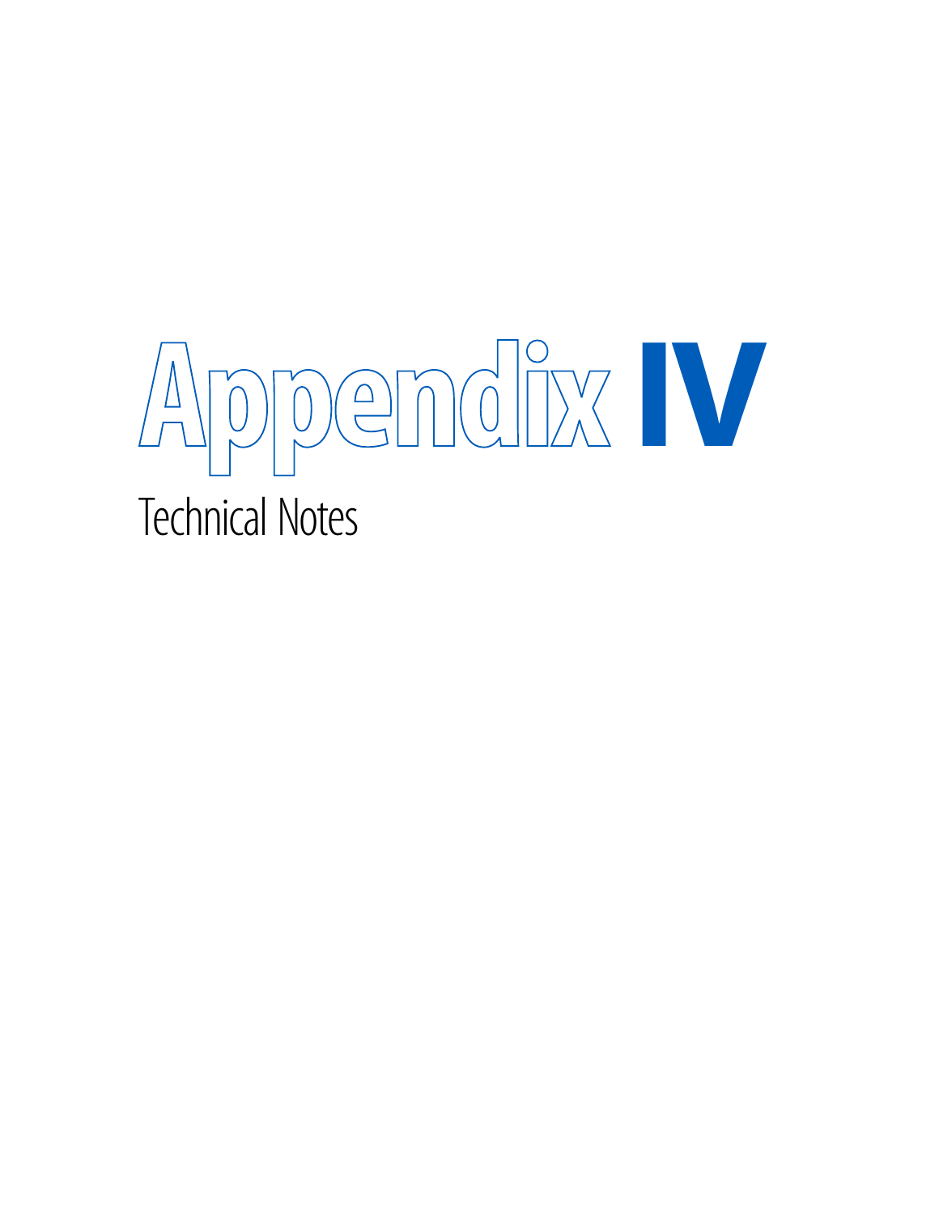# Appendix IV

Technical Notes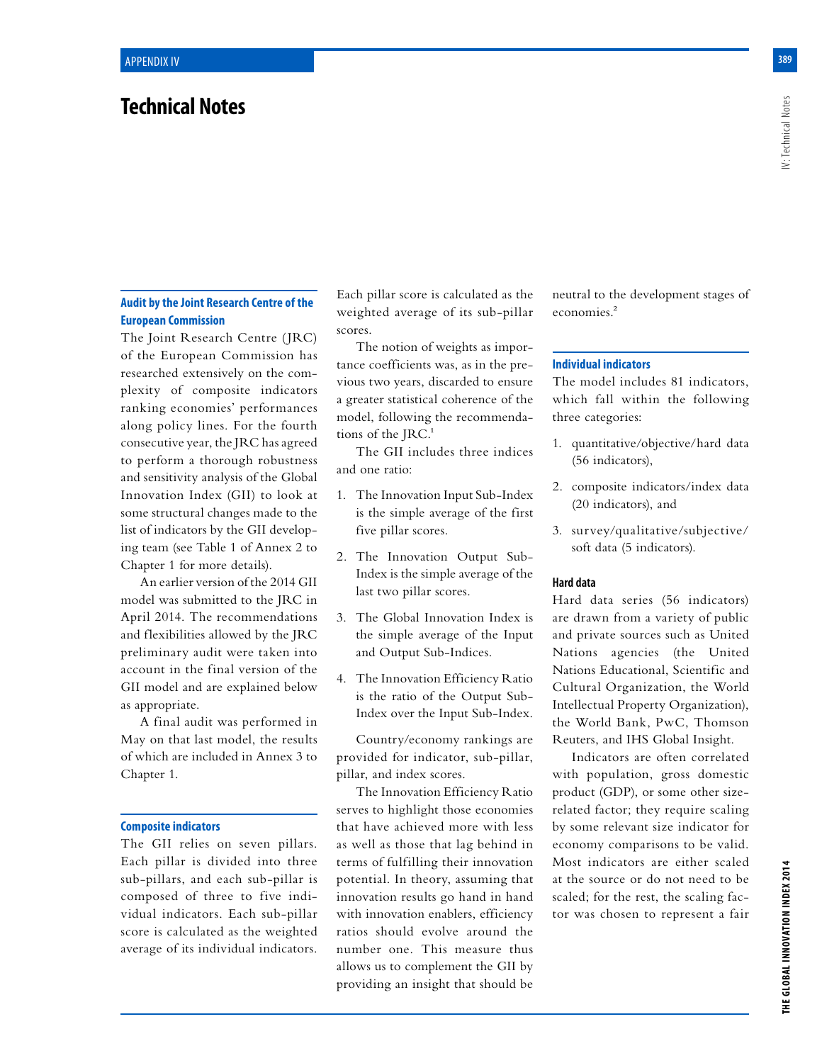# Technical Notes

### Audit by the Joint Research Centre of the European Commission

The Joint Research Centre (JRC) of the European Commission has researched extensively on the complexity of composite indicators ranking economies' performances along policy lines. For the fourth consecutive year, the JRC has agreed to perform a thorough robustness and sensitivity analysis of the Global Innovation Index (GII) to look at some structural changes made to the list of indicators by the GII developing team (see Table 1 of Annex 2 to Chapter 1 for more details).

An earlier version of the 2014 GII model was submitted to the JRC in April 2014. The recommendations and flexibilities allowed by the JRC preliminary audit were taken into account in the final version of the GII model and are explained below as appropriate.

A final audit was performed in May on that last model, the results of which are included in Annex 3 to Chapter 1.

### Composite indicators

The GII relies on seven pillars. Each pillar is divided into three sub-pillars, and each sub-pillar is composed of three to five individual indicators. Each sub-pillar score is calculated as the weighted average of its individual indicators. Each pillar score is calculated as the weighted average of its sub-pillar scores.

The notion of weights as importance coefficients was, as in the previous two years, discarded to ensure a greater statistical coherence of the model, following the recommendations of the JRC.[1]

The GII includes three indices and one ratio:

1. The Innovation Input Sub-Index is the simple average of the first five pillar scores.
2. The Innovation Output Sub-Index is the simple average of the last two pillar scores.
3. The Global Innovation Index is the simple average of the Input and Output Sub-Indices.
4. The Innovation Efficiency Ratio is the ratio of the Output Sub-Index over the Input Sub-Index.

Country/economy rankings are provided for indicator, sub-pillar, pillar, and index scores.

The Innovation Efficiency Ratio serves to highlight those economies that have achieved more with less as well as those that lag behind in terms of fulfilling their innovation potential. In theory, assuming that innovation results go hand in hand with innovation enablers, efficiency ratios should evolve around the number one. This measure thus allows us to complement the GII by providing an insight that should be neutral to the development stages of economies.[2]

### Individual indicators

The model includes 81 indicators, which fall within the following three categories:

1. quantitative/objective/hard data (56 indicators),
2. composite indicators/index data (20 indicators), and
3. survey/qualitative/subjective/soft data (5 indicators).

#### Hard data

Hard data series (56 indicators) are drawn from a variety of public and private sources such as United Nations agencies (the United Nations Educational, Scientific and Cultural Organization, the World Intellectual Property Organization), the World Bank, PwC, Thomson Reuters, and IHS Global Insight.

Indicators are often correlated with population, gross domestic product (GDP), or some other size-related factor; they require scaling by some relevant size indicator for economy comparisons to be valid. Most indicators are either scaled at the source or do not need to be scaled; for the rest, the scaling factor was chosen to represent a fair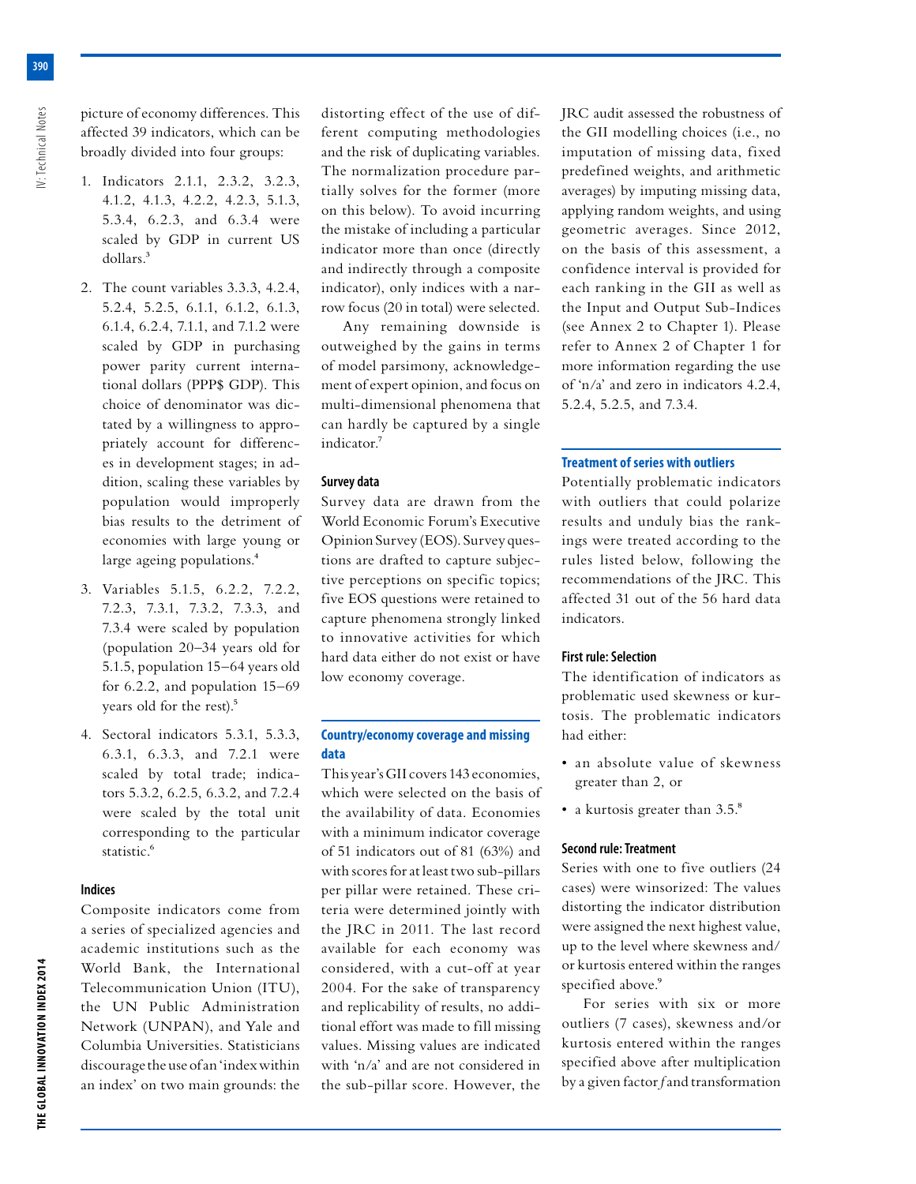picture of economy differences. This affected 39 indicators, which can be broadly divided into four groups:

1. Indicators 2.1.1, 2.3.2, 3.2.3, 4.1.2, 4.1.3, 4.2.2, 4.2.3, 5.1.3, 5.3.4, 6.2.3, and 6.3.4 were scaled by GDP in current US dollars.[3]
2. The count variables 3.3.3, 4.2.4, 5.2.4, 5.2.5, 6.1.1, 6.1.2, 6.1.3, 6.1.4, 6.2.4, 7.1.1, and 7.1.2 were scaled by GDP in purchasing power parity current international dollars (PPP$ GDP). This choice of denominator was dictated by a willingness to appropriately account for differences in development stages; in addition, scaling these variables by population would improperly bias results to the detriment of economies with large young or large ageing populations.[4]
3. Variables 5.1.5, 6.2.2, 7.2.2, 7.2.3, 7.3.1, 7.3.2, 7.3.3, and 7.3.4 were scaled by population (population 20–34 years old for 5.1.5, population 15–64 years old for 6.2.2, and population 15–69 years old for the rest).[5]
4. Sectoral indicators 5.3.1, 5.3.3, 6.3.1, 6.3.3, and 7.2.1 were scaled by total trade; indicators 5.3.2, 6.2.5, 6.3.2, and 7.2.4 were scaled by the total unit corresponding to the particular statistic.[6]

#### Indices

Composite indicators come from a series of specialized agencies and academic institutions such as the World Bank, the International Telecommunication Union (ITU), the UN Public Administration Network (UNPAN), and Yale and Columbia Universities. Statisticians discourage the use of an 'index within an index' on two main grounds: the distorting effect of the use of different computing methodologies and the risk of duplicating variables. The normalization procedure partially solves for the former (more on this below). To avoid incurring the mistake of including a particular indicator more than once (directly and indirectly through a composite indicator), only indices with a narrow focus (20 in total) were selected.

Any remaining downside is outweighed by the gains in terms of model parsimony, acknowledgement of expert opinion, and focus on multi-dimensional phenomena that can hardly be captured by a single indicator.[7]

#### Survey data

Survey data are drawn from the World Economic Forum's Executive Opinion Survey (EOS). Survey questions are drafted to capture subjective perceptions on specific topics; five EOS questions were retained to capture phenomena strongly linked to innovative activities for which hard data either do not exist or have low economy coverage.

### Country/economy coverage and missing data

This year's GII covers 143 economies, which were selected on the basis of the availability of data. Economies with a minimum indicator coverage of 51 indicators out of 81 (63%) and with scores for at least two sub-pillars per pillar were retained. These criteria were determined jointly with the JRC in 2011. The last record available for each economy was considered, with a cut-off at year 2004. For the sake of transparency and replicability of results, no additional effort was made to fill missing values. Missing values are indicated with 'n/a' and are not considered in the sub-pillar score. However, the JRC audit assessed the robustness of the GII modelling choices (i.e., no imputation of missing data, fixed predefined weights, and arithmetic averages) by imputing missing data, applying random weights, and using geometric averages. Since 2012, on the basis of this assessment, a confidence interval is provided for each ranking in the GII as well as the Input and Output Sub-Indices (see Annex 2 to Chapter 1). Please refer to Annex 2 of Chapter 1 for more information regarding the use of 'n/a' and zero in indicators 4.2.4, 5.2.4, 5.2.5, and 7.3.4.

### Treatment of series with outliers

Potentially problematic indicators with outliers that could polarize results and unduly bias the rankings were treated according to the rules listed below, following the recommendations of the JRC. This affected 31 out of the 56 hard data indicators.

#### First rule: Selection

The identification of indicators as problematic used skewness or kurtosis. The problematic indicators had either:

- an absolute value of skewness greater than 2, or
- a kurtosis greater than 3.5.[8]

#### Second rule: Treatment

Series with one to five outliers (24 cases) were winsorized: The values distorting the indicator distribution were assigned the next highest value, up to the level where skewness and/or kurtosis entered within the ranges specified above.[9]

For series with six or more outliers (7 cases), skewness and/or kurtosis entered within the ranges specified above after multiplication by a given factor *f* and transformation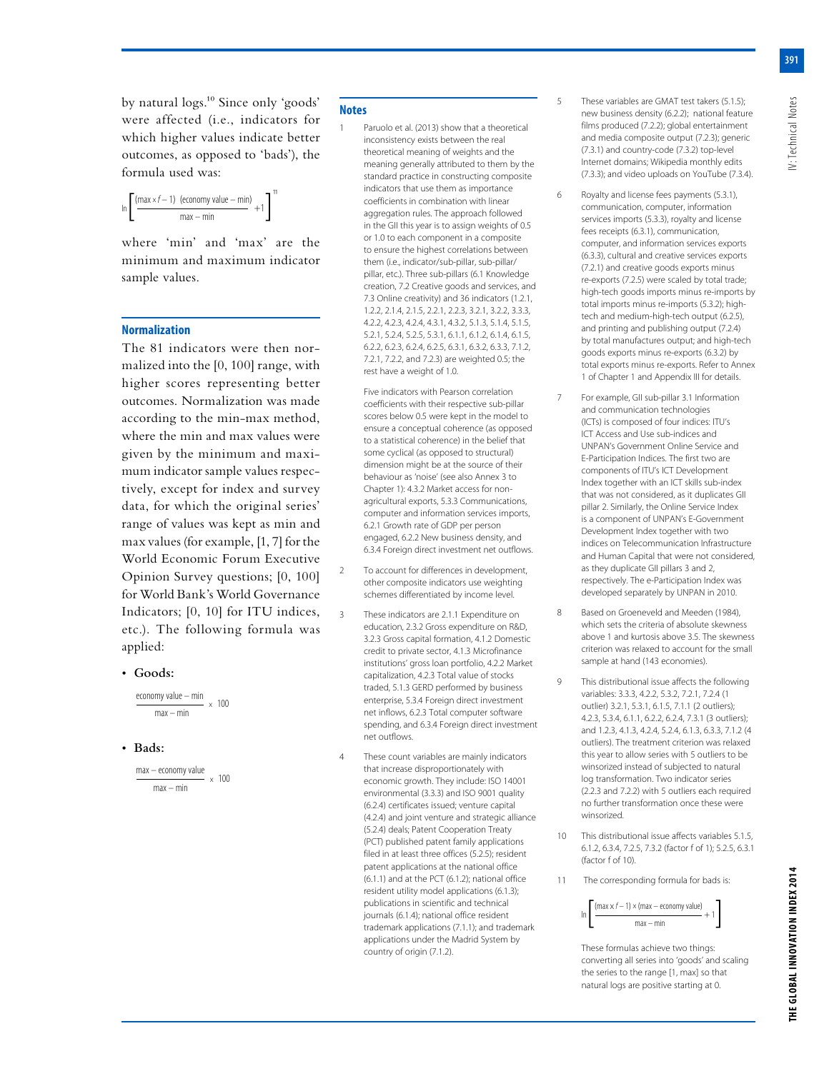by natural logs.[10] Since only 'goods' were affected (i.e., indicators for which higher values indicate better outcomes, as opposed to 'bads'), the formula used was:

$$\ln\left[\frac{(\max \times f - 1)\ (\text{economy value} - \min)}{\max - \min} + 1\right]^{11}$$

where 'min' and 'max' are the minimum and maximum indicator sample values.

## Normalization

The 81 indicators were then normalized into the [0, 100] range, with higher scores representing better outcomes. Normalization was made according to the min-max method, where the min and max values were given by the minimum and maximum indicator sample values respectively, except for index and survey data, for which the original series' range of values was kept as min and max values (for example, [1, 7] for the World Economic Forum Executive Opinion Survey questions; [0, 100] for World Bank's World Governance Indicators; [0, 10] for ITU indices, etc.). The following formula was applied:

- **Goods:**

$$\frac{\text{economy value} - \min}{\max - \min} \times 100$$

- **Bads:**

$$\frac{\max - \text{economy value}}{\max - \min} \times 100$$

## Notes

1. Paruolo et al. (2013) show that a theoretical inconsistency exists between the real theoretical meaning of weights and the meaning generally attributed to them by the standard practice in constructing composite indicators that use them as importance coefficients in combination with linear aggregation rules. The approach followed in the GII this year is to assign weights of 0.5 or 1.0 to each component in a composite to ensure the highest correlations between them (i.e., indicator/sub-pillar, sub-pillar/pillar, pillar, etc.). Three sub-pillars (6.1 Knowledge creation, 7.2 Creative goods and services, and 7.3 Online creativity) and 36 indicators (1.2.1, 1.2.2, 2.1.4, 2.1.5, 2.2.1, 2.2.3, 3.2.1, 3.2.2, 3.3.3, 4.2.2, 4.2.3, 4.2.4, 4.3.1, 4.3.2, 5.1.3, 5.1.4, 5.1.5, 5.2.1, 5.2.4, 5.2.5, 5.3.1, 6.1.1, 6.1.2, 6.1.4, 6.1.5, 6.2.2, 6.2.3, 6.2.4, 6.2.5, 6.3.1, 6.3.2, 6.3.3, 7.1.2, 7.2.1, 7.2.2, and 7.2.3) are weighted 0.5; the rest have a weight of 1.0.

   Five indicators with Pearson correlation coefficients with their respective sub-pillar scores below 0.5 were kept in the model to ensure a conceptual coherence (as opposed to a statistical coherence) in the belief that some cyclical (as opposed to structural) dimension might be at the source of their behaviour as 'noise' (see also Annex 3 to Chapter 1): 4.3.2 Market access for non-agricultural exports, 5.3.3 Communications, computer and information services imports, 6.2.1 Growth rate of GDP per person engaged, 6.2.2 New business density, and 6.3.4 Foreign direct investment net outflows.

2. To account for differences in development, other composite indicators use weighting schemes differentiated by income level.

3. These indicators are 2.1.1 Expenditure on education, 2.3.2 Gross expenditure on R&D, 3.2.3 Gross capital formation, 4.1.2 Domestic credit to private sector, 4.1.3 Microfinance institutions' gross loan portfolio, 4.2.2 Market capitalization, 4.2.3 Total value of stocks traded, 5.1.3 GERD performed by business enterprise, 5.3.4 Foreign direct investment net inflows, 6.2.3 Total computer software spending, and 6.3.4 Foreign direct investment net outflows.

4. These count variables are mainly indicators that increase disproportionately with economic growth. They include: ISO 14001 environmental (3.3.3) and ISO 9001 quality (6.2.4) certificates issued; venture capital (4.2.4) and joint venture and strategic alliance (5.2.4) deals; Patent Cooperation Treaty (PCT) published patent family applications filed in at least three offices (5.2.5); resident patent applications at the national office (6.1.1) and at the PCT (6.1.2); national office resident utility model applications (6.1.3); publications in scientific and technical journals (6.1.4); national office resident trademark applications (7.1.1); and trademark applications under the Madrid System by country of origin (7.1.2).

5. These variables are GMAT test takers (5.1.5); new business density (6.2.2); national feature films produced (7.2.2); global entertainment and media composite output (7.2.3); generic (7.3.1) and country-code (7.3.2) top-level Internet domains; Wikipedia monthly edits (7.3.3); and video uploads on YouTube (7.3.4).

6. Royalty and license fees payments (5.3.1), communication, computer, information services imports (5.3.3), royalty and license fees receipts (6.3.1), communication, computer, and information services exports (6.3.3), cultural and creative services exports (7.2.1) and creative goods exports minus re-exports (7.2.5) were scaled by total trade; high-tech goods imports minus re-imports by total imports minus re-imports (5.3.2); high-tech and medium-high-tech output (6.2.5), and printing and publishing output (7.2.4) by total manufactures output; and high-tech goods exports minus re-exports (6.3.2) by total exports minus re-exports. Refer to Annex 1 of Chapter 1 and Appendix III for details.

7. For example, GII sub-pillar 3.1 Information and communication technologies (ICTs) is composed of four indices: ITU's ICT Access and Use sub-indices and UNPAN's Government Online Service and E-Participation Indices. The first two are components of ITU's ICT Development Index together with an ICT skills sub-index that was not considered, as it duplicates GII pillar 2. Similarly, the Online Service Index is a component of UNPAN's E-Government Development Index together with two indices on Telecommunication Infrastructure and Human Capital that were not considered, as they duplicate GII pillars 3 and 2, respectively. The e-Participation Index was developed separately by UNPAN in 2010.

8. Based on Groeneveld and Meeden (1984), which sets the criteria of absolute skewness above 1 and kurtosis above 3.5. The skewness criterion was relaxed to account for the small sample at hand (143 economies).

9. This distributional issue affects the following variables: 3.3.3, 4.2.2, 5.3.2, 7.2.1, 7.2.4 (1 outlier) 3.2.1, 5.3.1, 6.1.5, 7.1.1 (2 outliers); 4.2.3, 5.3.4, 6.1.1, 6.2.2, 6.2.4, 7.3.1 (3 outliers); and 1.2.3, 4.1.3, 4.2.4, 5.2.4, 6.1.3, 6.3.3, 7.1.2 (4 outliers). The treatment criterion was relaxed this year to allow series with 5 outliers to be winsorized instead of subjected to natural log transformation. Two indicator series (2.2.3 and 7.2.2) with 5 outliers each required no further transformation once these were winsorized.

10. This distributional issue affects variables 5.1.5, 6.1.2, 6.3.4, 7.2.5, 7.3.2 (factor f of 1); 5.2.5, 6.3.1 (factor f of 10).

11. The corresponding formula for bads is:

$$\ln\left[\frac{(\max \times f - 1) \times (\max - \text{economy value})}{\max - \min} + 1\right]$$

   These formulas achieve two things: converting all series into 'goods' and scaling the series to the range [1, max] so that natural logs are positive starting at 0.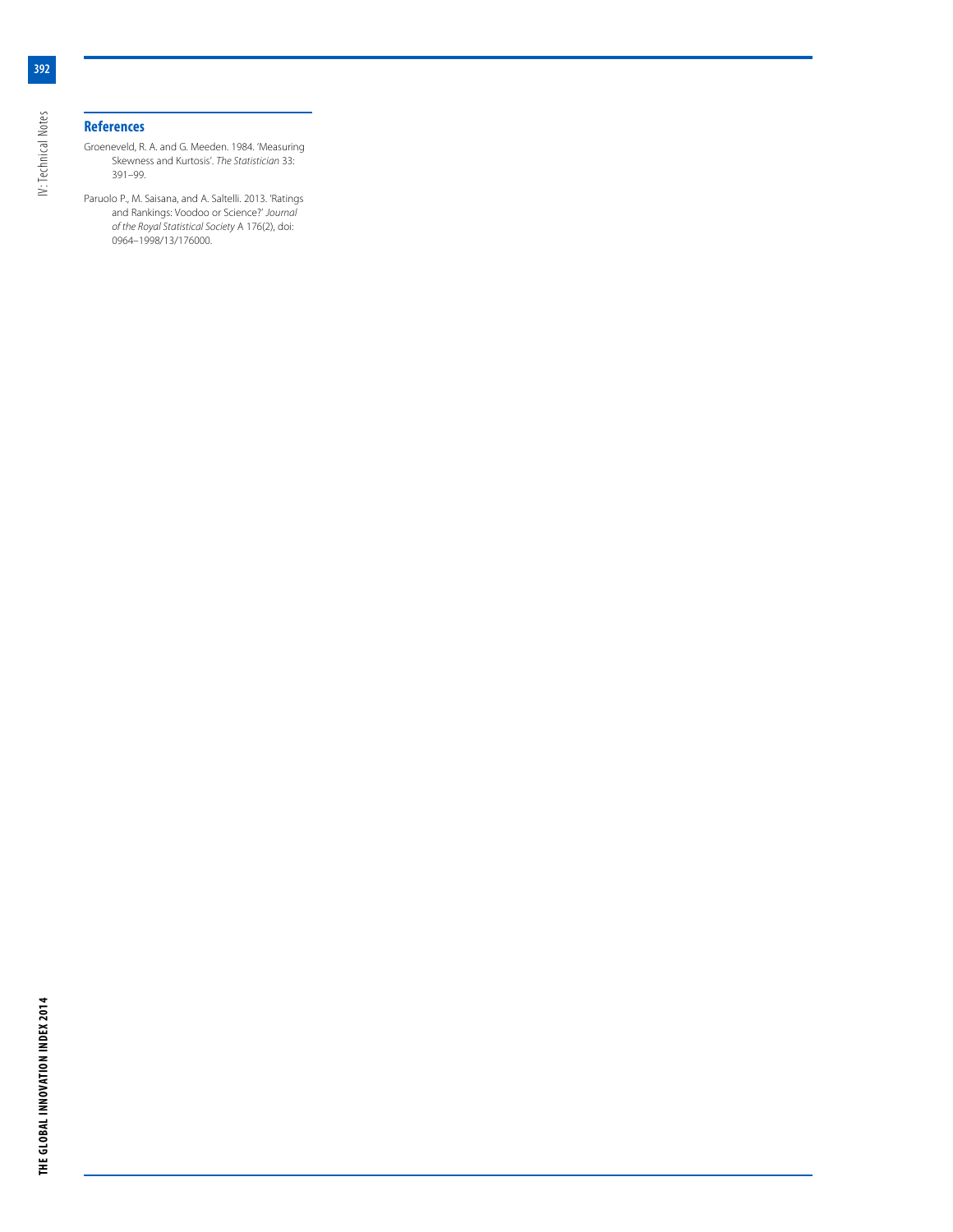## References

Groeneveld, R. A. and G. Meeden. 1984. 'Measuring Skewness and Kurtosis'. *The Statistician* 33: 391–99.

Paruolo P., M. Saisana, and A. Saltelli. 2013. 'Ratings and Rankings: Voodoo or Science?' *Journal of the Royal Statistical Society* A 176(2), doi: 0964–1998/13/176000.